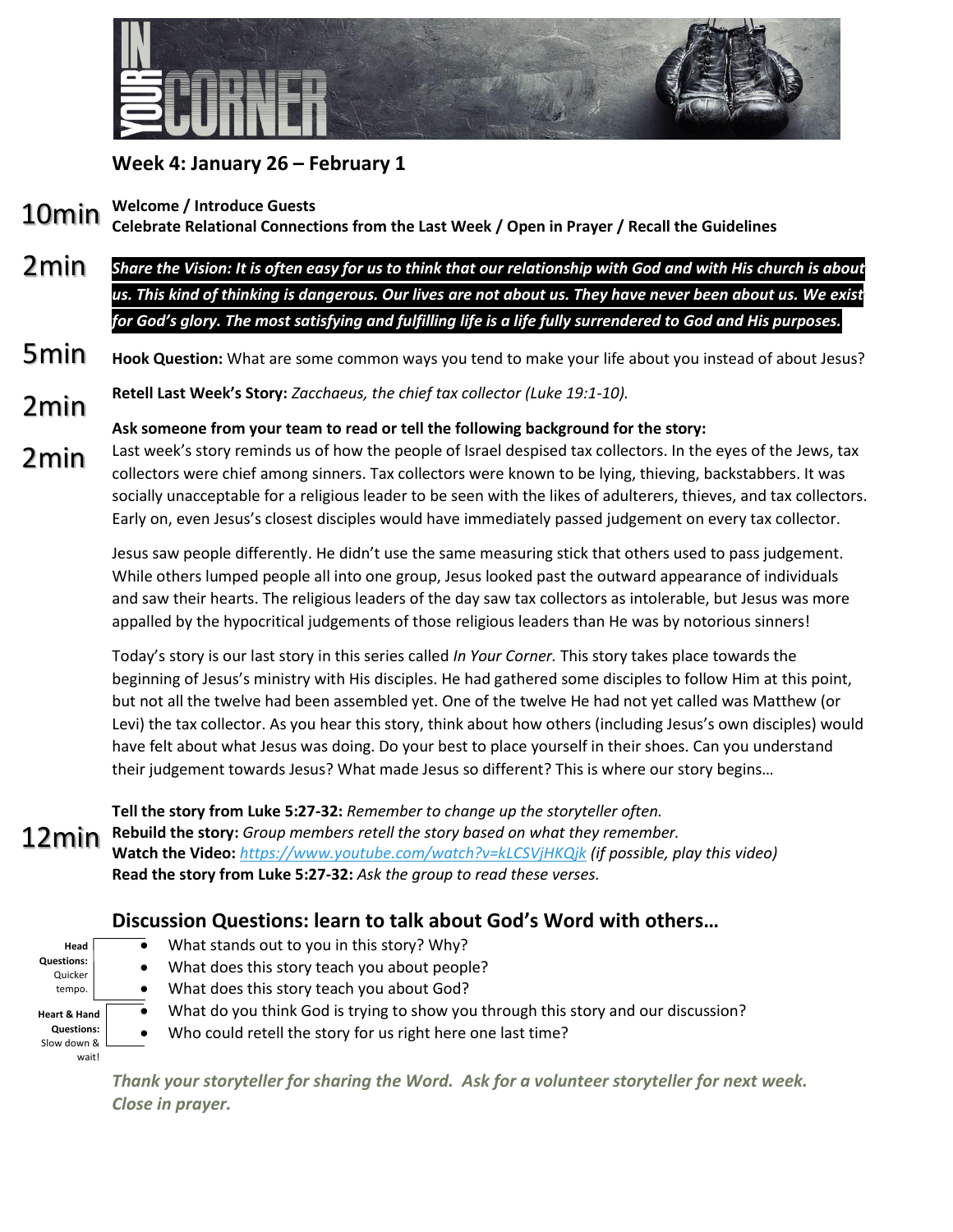# Week 4: January 26 – February 1

**10min** **Welcome / Introduce Guests**
**Celebrate Relational Connections from the Last Week / Open in Prayer / Recall the Guidelines**

**2min** ***Share the Vision: It is often easy for us to think that our relationship with God and with His church is about us. This kind of thinking is dangerous. Our lives are not about us. They have never been about us. We exist for God's glory. The most satisfying and fulfilling life is a life fully surrendered to God and His purposes.***

**5min** **Hook Question:** What are some common ways you tend to make your life about you instead of about Jesus?

**2min** **Retell Last Week's Story:** *Zacchaeus, the chief tax collector (Luke 19:1-10).*

**2min** **Ask someone from your team to read or tell the following background for the story:**
Last week's story reminds us of how the people of Israel despised tax collectors. In the eyes of the Jews, tax collectors were chief among sinners. Tax collectors were known to be lying, thieving, backstabbers. It was socially unacceptable for a religious leader to be seen with the likes of adulterers, thieves, and tax collectors. Early on, even Jesus's closest disciples would have immediately passed judgement on every tax collector.

Jesus saw people differently. He didn't use the same measuring stick that others used to pass judgement. While others lumped people all into one group, Jesus looked past the outward appearance of individuals and saw their hearts. The religious leaders of the day saw tax collectors as intolerable, but Jesus was more appalled by the hypocritical judgements of those religious leaders than He was by notorious sinners!

Today's story is our last story in this series called *In Your Corner.* This story takes place towards the beginning of Jesus's ministry with His disciples. He had gathered some disciples to follow Him at this point, but not all the twelve had been assembled yet. One of the twelve He had not yet called was Matthew (or Levi) the tax collector. As you hear this story, think about how others (including Jesus's own disciples) would have felt about what Jesus was doing. Do your best to place yourself in their shoes. Can you understand their judgement towards Jesus? What made Jesus so different? This is where our story begins…

**12min** **Tell the story from Luke 5:27-32:** *Remember to change up the storyteller often.*
**Rebuild the story:** *Group members retell the story based on what they remember.*
**Watch the Video:** *https://www.youtube.com/watch?v=kLCSVjHKQjk (if possible, play this video)*
**Read the story from Luke 5:27-32:** *Ask the group to read these verses.*

## Discussion Questions: learn to talk about God's Word with others…

**Head Questions:** Quicker tempo.
- What stands out to you in this story? Why?
- What does this story teach you about people?
- What does this story teach you about God?

**Heart & Hand Questions:** Slow down & wait!
- What do you think God is trying to show you through this story and our discussion?
- Who could retell the story for us right here one last time?

***Thank your storyteller for sharing the Word. Ask for a volunteer storyteller for next week. Close in prayer.***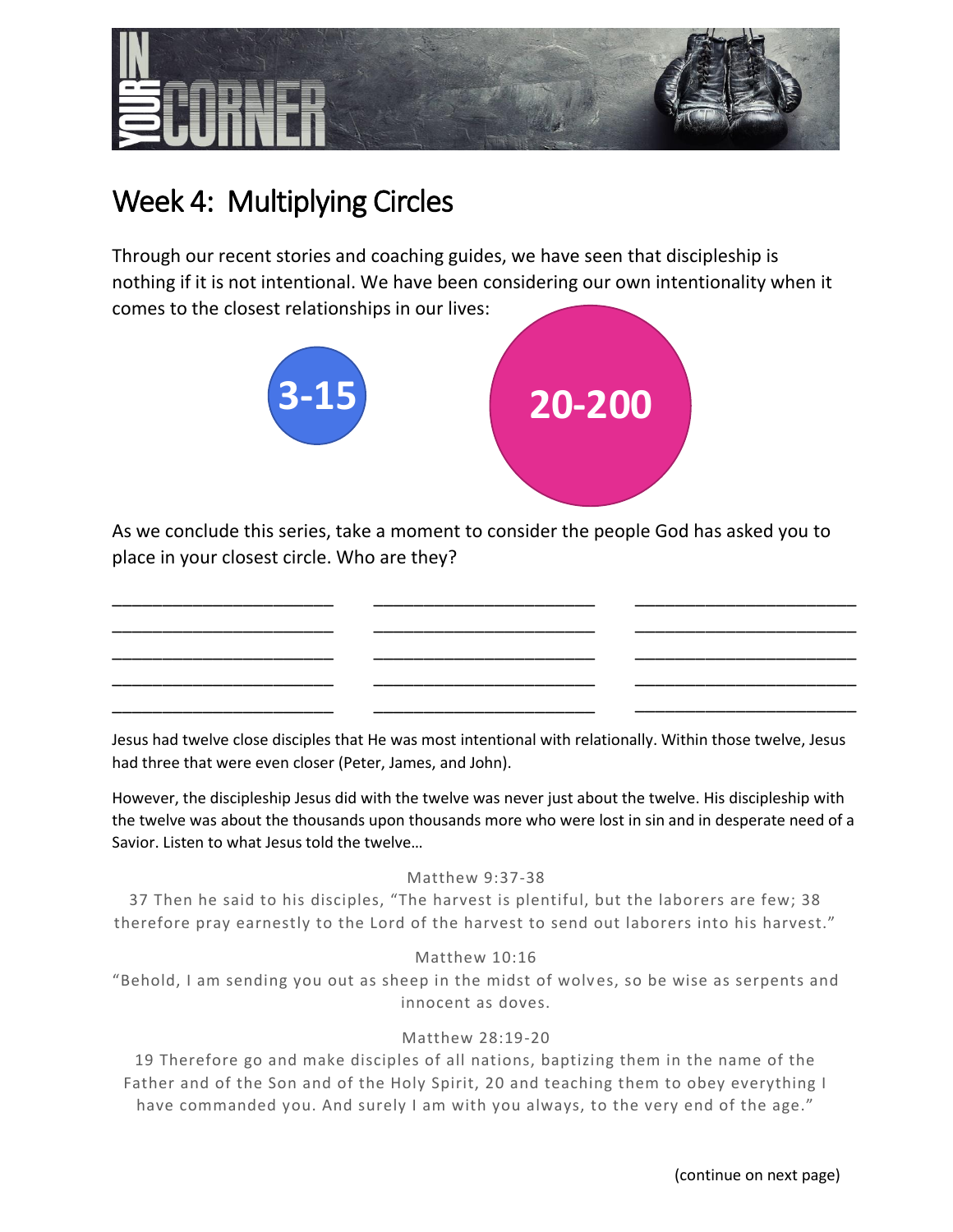# Week 4: Multiplying Circles

Through our recent stories and coaching guides, we have seen that discipleship is nothing if it is not intentional. We have been considering our own intentionality when it comes to the closest relationships in our lives:

3-15

20-200

As we conclude this series, take a moment to consider the people God has asked you to place in your closest circle. Who are they?

| | | |
|---|---|---|
| ______________________ | ______________________ | ______________________ |
| ______________________ | ______________________ | ______________________ |
| ______________________ | ______________________ | ______________________ |
| ______________________ | ______________________ | ______________________ |
| ______________________ | ______________________ | ______________________ |

Jesus had twelve close disciples that He was most intentional with relationally. Within those twelve, Jesus had three that were even closer (Peter, James, and John).

However, the discipleship Jesus did with the twelve was never just about the twelve. His discipleship with the twelve was about the thousands upon thousands more who were lost in sin and in desperate need of a Savior. Listen to what Jesus told the twelve…

Matthew 9:37-38
37 Then he said to his disciples, "The harvest is plentiful, but the laborers are few; 38 therefore pray earnestly to the Lord of the harvest to send out laborers into his harvest."

Matthew 10:16
"Behold, I am sending you out as sheep in the midst of wolves, so be wise as serpents and innocent as doves.

Matthew 28:19-20
19 Therefore go and make disciples of all nations, baptizing them in the name of the Father and of the Son and of the Holy Spirit, 20 and teaching them to obey everything I have commanded you. And surely I am with you always, to the very end of the age."

(continue on next page)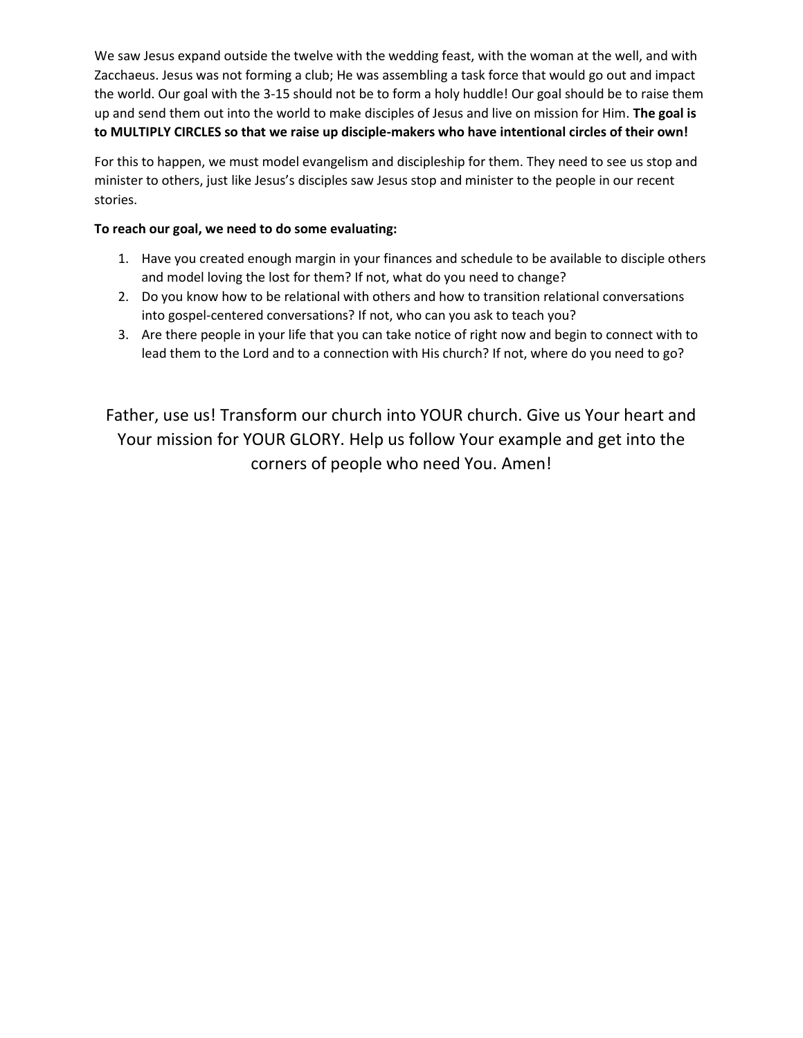We saw Jesus expand outside the twelve with the wedding feast, with the woman at the well, and with Zacchaeus. Jesus was not forming a club; He was assembling a task force that would go out and impact the world. Our goal with the 3-15 should not be to form a holy huddle! Our goal should be to raise them up and send them out into the world to make disciples of Jesus and live on mission for Him. **The goal is to MULTIPLY CIRCLES so that we raise up disciple-makers who have intentional circles of their own!**

For this to happen, we must model evangelism and discipleship for them. They need to see us stop and minister to others, just like Jesus's disciples saw Jesus stop and minister to the people in our recent stories.

**To reach our goal, we need to do some evaluating:**

1. Have you created enough margin in your finances and schedule to be available to disciple others and model loving the lost for them? If not, what do you need to change?
2. Do you know how to be relational with others and how to transition relational conversations into gospel-centered conversations? If not, who can you ask to teach you?
3. Are there people in your life that you can take notice of right now and begin to connect with to lead them to the Lord and to a connection with His church? If not, where do you need to go?

Father, use us! Transform our church into YOUR church. Give us Your heart and Your mission for YOUR GLORY. Help us follow Your example and get into the corners of people who need You. Amen!